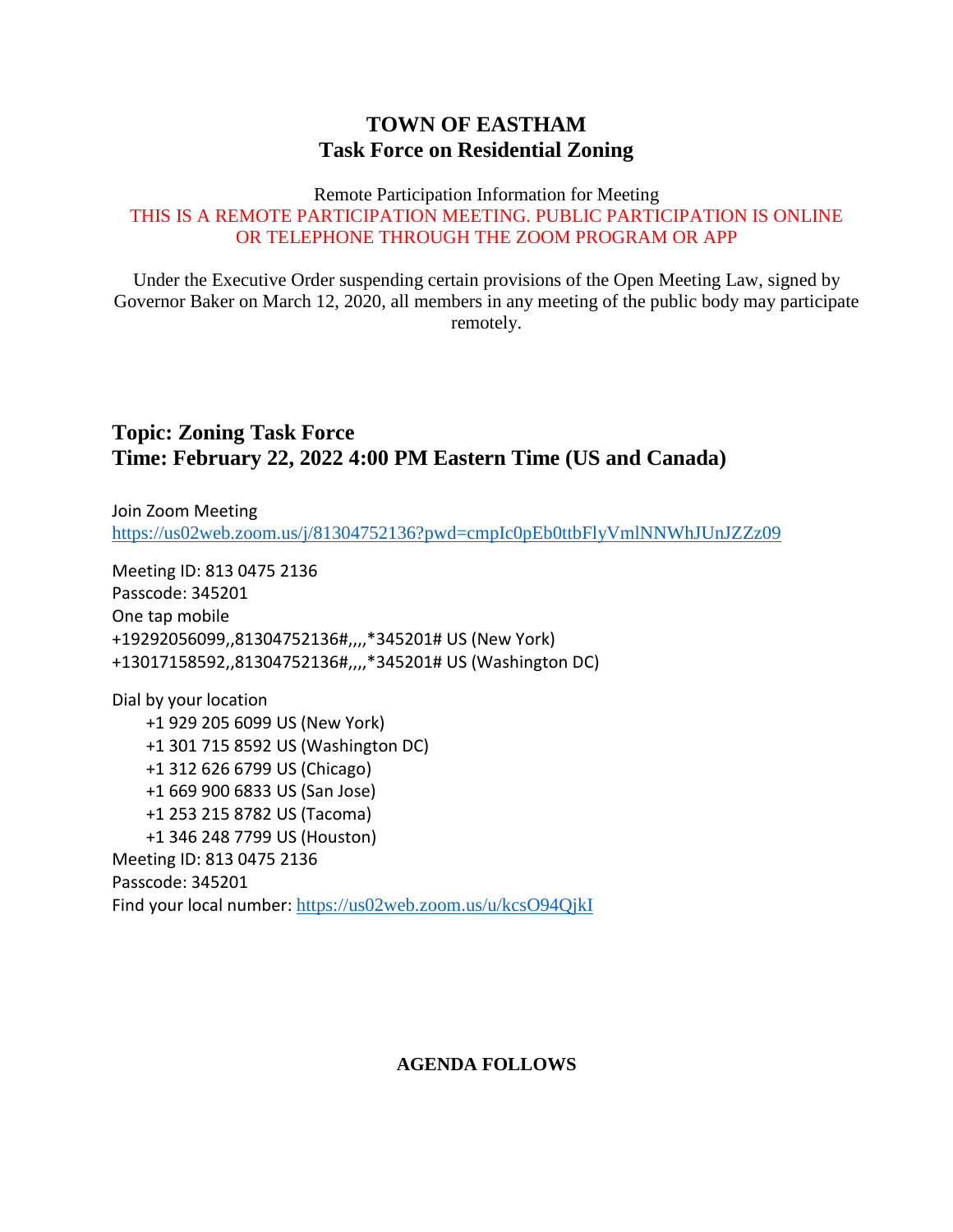# TOWN OF EASTHAM
## Task Force on Residential Zoning

Remote Participation Information for Meeting

THIS IS A REMOTE PARTICIPATION MEETING. PUBLIC PARTICIPATION IS ONLINE OR TELEPHONE THROUGH THE ZOOM PROGRAM OR APP

Under the Executive Order suspending certain provisions of the Open Meeting Law, signed by Governor Baker on March 12, 2020, all members in any meeting of the public body may participate remotely.

## Topic: Zoning Task Force
## Time: February 22, 2022 4:00 PM Eastern Time (US and Canada)

Join Zoom Meeting
https://us02web.zoom.us/j/81304752136?pwd=cmpIc0pEb0ttbFlyVmlNNWhJUnJZZz09

Meeting ID: 813 0475 2136
Passcode: 345201
One tap mobile
+19292056099,,81304752136#,,,,*345201# US (New York)
+13017158592,,81304752136#,,,,*345201# US (Washington DC)

Dial by your location
- +1 929 205 6099 US (New York)
- +1 301 715 8592 US (Washington DC)
- +1 312 626 6799 US (Chicago)
- +1 669 900 6833 US (San Jose)
- +1 253 215 8782 US (Tacoma)
- +1 346 248 7799 US (Houston)

Meeting ID: 813 0475 2136
Passcode: 345201
Find your local number: https://us02web.zoom.us/u/kcsO94QjkI

**AGENDA FOLLOWS**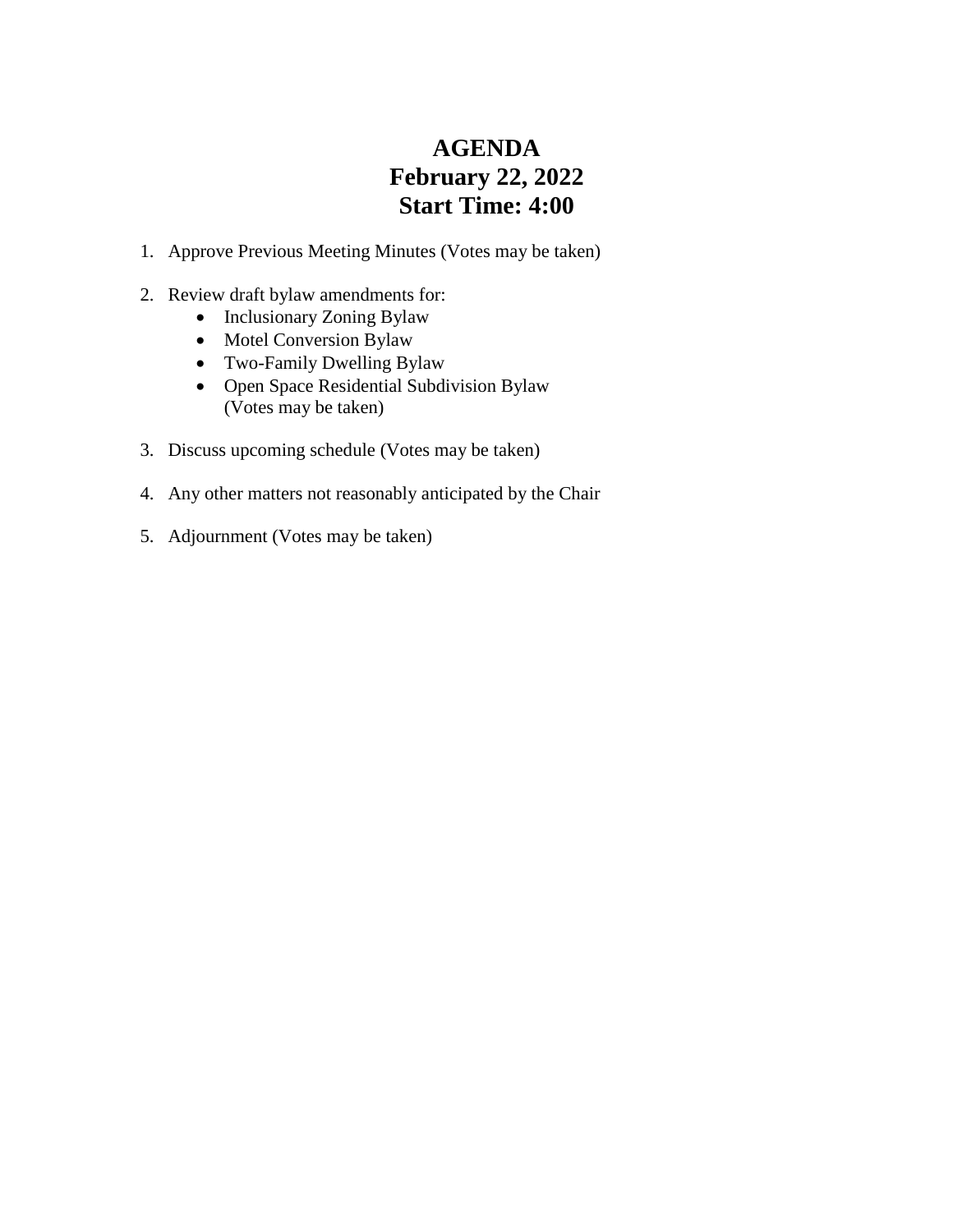# AGENDA
# February 22, 2022
# Start Time: 4:00

1. Approve Previous Meeting Minutes (Votes may be taken)

2. Review draft bylaw amendments for:
   - Inclusionary Zoning Bylaw
   - Motel Conversion Bylaw
   - Two-Family Dwelling Bylaw
   - Open Space Residential Subdivision Bylaw
     (Votes may be taken)

3. Discuss upcoming schedule (Votes may be taken)

4. Any other matters not reasonably anticipated by the Chair

5. Adjournment (Votes may be taken)